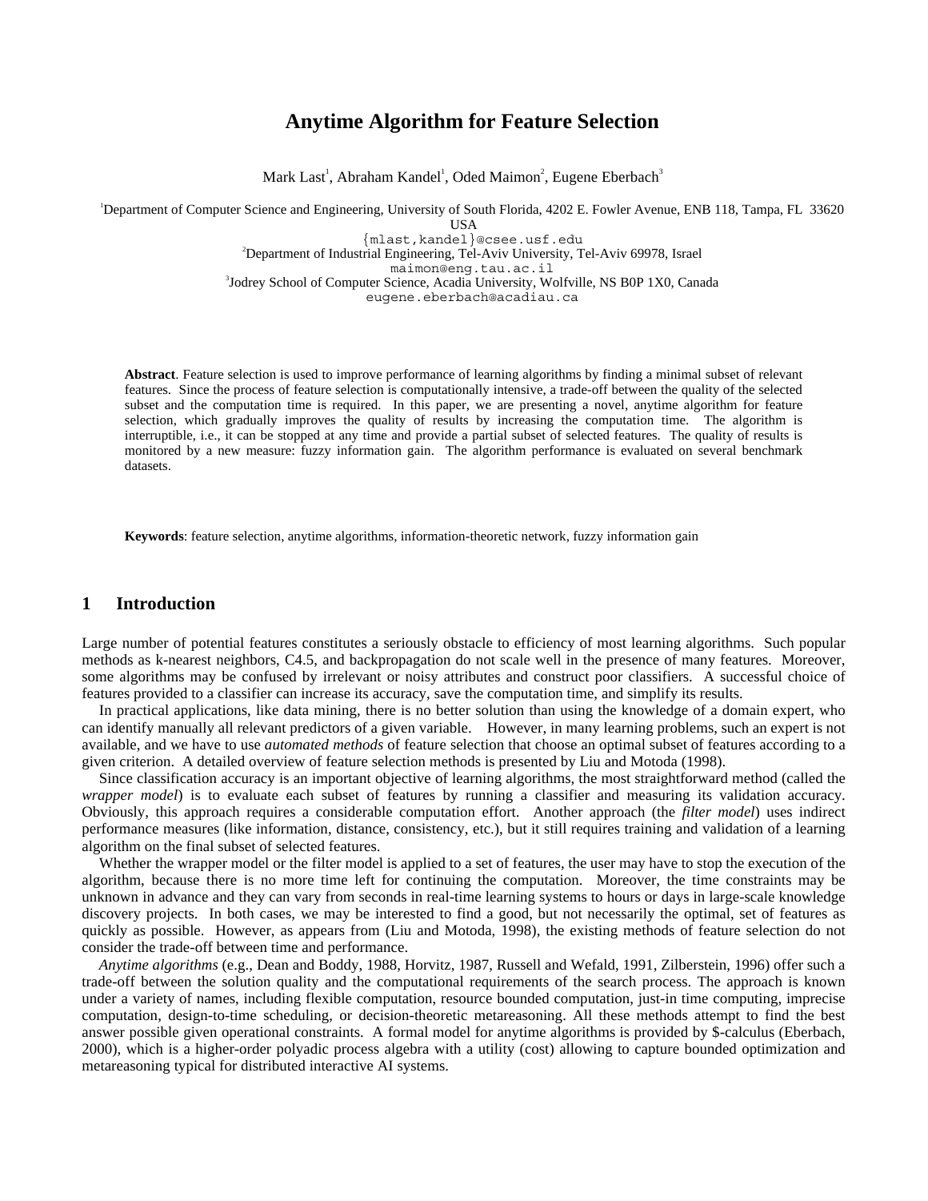# Anytime Algorithm for Feature Selection

Mark Last[1], Abraham Kandel[1], Oded Maimon[2], Eugene Eberbach[3]

[1]Department of Computer Science and Engineering, University of South Florida, 4202 E. Fowler Avenue, ENB 118, Tampa, FL 33620 USA
{mlast,kandel}@csee.usf.edu
[2]Department of Industrial Engineering, Tel-Aviv University, Tel-Aviv 69978, Israel
maimon@eng.tau.ac.il
[3]Jodrey School of Computer Science, Acadia University, Wolfville, NS B0P 1X0, Canada
eugene.eberbach@acadiau.ca

**Abstract**. Feature selection is used to improve performance of learning algorithms by finding a minimal subset of relevant features. Since the process of feature selection is computationally intensive, a trade-off between the quality of the selected subset and the computation time is required. In this paper, we are presenting a novel, anytime algorithm for feature selection, which gradually improves the quality of results by increasing the computation time. The algorithm is interruptible, i.e., it can be stopped at any time and provide a partial subset of selected features. The quality of results is monitored by a new measure: fuzzy information gain. The algorithm performance is evaluated on several benchmark datasets.

**Keywords**: feature selection, anytime algorithms, information-theoretic network, fuzzy information gain

## 1 Introduction

Large number of potential features constitutes a seriously obstacle to efficiency of most learning algorithms. Such popular methods as k-nearest neighbors, C4.5, and backpropagation do not scale well in the presence of many features. Moreover, some algorithms may be confused by irrelevant or noisy attributes and construct poor classifiers. A successful choice of features provided to a classifier can increase its accuracy, save the computation time, and simplify its results.

In practical applications, like data mining, there is no better solution than using the knowledge of a domain expert, who can identify manually all relevant predictors of a given variable. However, in many learning problems, such an expert is not available, and we have to use *automated methods* of feature selection that choose an optimal subset of features according to a given criterion. A detailed overview of feature selection methods is presented by Liu and Motoda (1998).

Since classification accuracy is an important objective of learning algorithms, the most straightforward method (called the *wrapper model*) is to evaluate each subset of features by running a classifier and measuring its validation accuracy. Obviously, this approach requires a considerable computation effort. Another approach (the *filter model*) uses indirect performance measures (like information, distance, consistency, etc.), but it still requires training and validation of a learning algorithm on the final subset of selected features.

Whether the wrapper model or the filter model is applied to a set of features, the user may have to stop the execution of the algorithm, because there is no more time left for continuing the computation. Moreover, the time constraints may be unknown in advance and they can vary from seconds in real-time learning systems to hours or days in large-scale knowledge discovery projects. In both cases, we may be interested to find a good, but not necessarily the optimal, set of features as quickly as possible. However, as appears from (Liu and Motoda, 1998), the existing methods of feature selection do not consider the trade-off between time and performance.

*Anytime algorithms* (e.g., Dean and Boddy, 1988, Horvitz, 1987, Russell and Wefald, 1991, Zilberstein, 1996) offer such a trade-off between the solution quality and the computational requirements of the search process. The approach is known under a variety of names, including flexible computation, resource bounded computation, just-in time computing, imprecise computation, design-to-time scheduling, or decision-theoretic metareasoning. All these methods attempt to find the best answer possible given operational constraints. A formal model for anytime algorithms is provided by $-calculus (Eberbach, 2000), which is a higher-order polyadic process algebra with a utility (cost) allowing to capture bounded optimization and metareasoning typical for distributed interactive AI systems.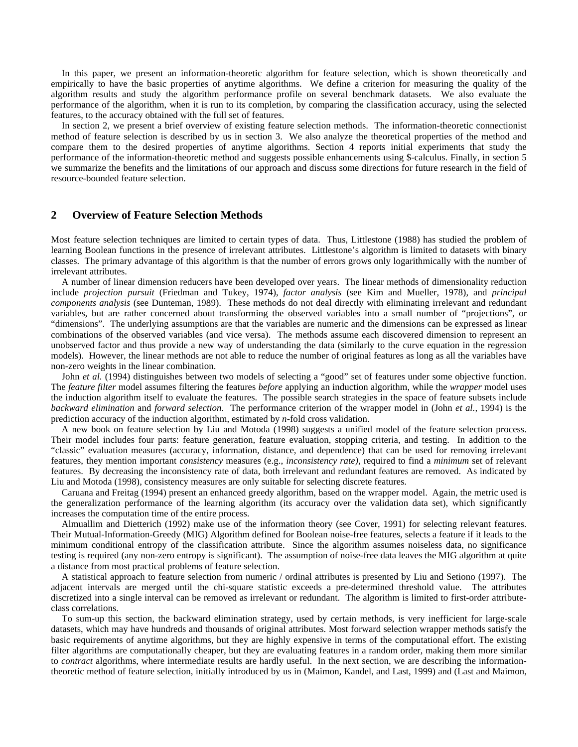In this paper, we present an information-theoretic algorithm for feature selection, which is shown theoretically and empirically to have the basic properties of anytime algorithms. We define a criterion for measuring the quality of the algorithm results and study the algorithm performance profile on several benchmark datasets. We also evaluate the performance of the algorithm, when it is run to its completion, by comparing the classification accuracy, using the selected features, to the accuracy obtained with the full set of features.

In section 2, we present a brief overview of existing feature selection methods. The information-theoretic connectionist method of feature selection is described by us in section 3. We also analyze the theoretical properties of the method and compare them to the desired properties of anytime algorithms. Section 4 reports initial experiments that study the performance of the information-theoretic method and suggests possible enhancements using $-calculus. Finally, in section 5 we summarize the benefits and the limitations of our approach and discuss some directions for future research in the field of resource-bounded feature selection.

## 2 Overview of Feature Selection Methods

Most feature selection techniques are limited to certain types of data. Thus, Littlestone (1988) has studied the problem of learning Boolean functions in the presence of irrelevant attributes. Littlestone's algorithm is limited to datasets with binary classes. The primary advantage of this algorithm is that the number of errors grows only logarithmically with the number of irrelevant attributes.

A number of linear dimension reducers have been developed over years. The linear methods of dimensionality reduction include *projection pursuit* (Friedman and Tukey, 1974), *factor analysis* (see Kim and Mueller, 1978), and *principal components analysis* (see Dunteman, 1989). These methods do not deal directly with eliminating irrelevant and redundant variables, but are rather concerned about transforming the observed variables into a small number of "projections", or "dimensions". The underlying assumptions are that the variables are numeric and the dimensions can be expressed as linear combinations of the observed variables (and vice versa). The methods assume each discovered dimension to represent an unobserved factor and thus provide a new way of understanding the data (similarly to the curve equation in the regression models). However, the linear methods are not able to reduce the number of original features as long as all the variables have non-zero weights in the linear combination.

John *et al.* (1994) distinguishes between two models of selecting a "good" set of features under some objective function. The *feature filter* model assumes filtering the features *before* applying an induction algorithm, while the *wrapper* model uses the induction algorithm itself to evaluate the features. The possible search strategies in the space of feature subsets include *backward elimination* and *forward selection*. The performance criterion of the wrapper model in (John *et al.*, 1994) is the prediction accuracy of the induction algorithm, estimated by *n*-fold cross validation.

A new book on feature selection by Liu and Motoda (1998) suggests a unified model of the feature selection process. Their model includes four parts: feature generation, feature evaluation, stopping criteria, and testing. In addition to the "classic" evaluation measures (accuracy, information, distance, and dependence) that can be used for removing irrelevant features, they mention important *consistency* measures (e.g., *inconsistency rate)*, required to find a *minimum* set of relevant features. By decreasing the inconsistency rate of data, both irrelevant and redundant features are removed. As indicated by Liu and Motoda (1998), consistency measures are only suitable for selecting discrete features.

Caruana and Freitag (1994) present an enhanced greedy algorithm, based on the wrapper model. Again, the metric used is the generalization performance of the learning algorithm (its accuracy over the validation data set), which significantly increases the computation time of the entire process.

Almuallim and Dietterich (1992) make use of the information theory (see Cover, 1991) for selecting relevant features. Their Mutual-Information-Greedy (MIG) Algorithm defined for Boolean noise-free features, selects a feature if it leads to the minimum conditional entropy of the classification attribute. Since the algorithm assumes noiseless data, no significance testing is required (any non-zero entropy is significant). The assumption of noise-free data leaves the MIG algorithm at quite a distance from most practical problems of feature selection.

A statistical approach to feature selection from numeric / ordinal attributes is presented by Liu and Setiono (1997). The adjacent intervals are merged until the chi-square statistic exceeds a pre-determined threshold value. The attributes discretized into a single interval can be removed as irrelevant or redundant. The algorithm is limited to first-order attribute-class correlations.

To sum-up this section, the backward elimination strategy, used by certain methods, is very inefficient for large-scale datasets, which may have hundreds and thousands of original attributes. Most forward selection wrapper methods satisfy the basic requirements of anytime algorithms, but they are highly expensive in terms of the computational effort. The existing filter algorithms are computationally cheaper, but they are evaluating features in a random order, making them more similar to *contract* algorithms, where intermediate results are hardly useful. In the next section, we are describing the information-theoretic method of feature selection, initially introduced by us in (Maimon, Kandel, and Last, 1999) and (Last and Maimon,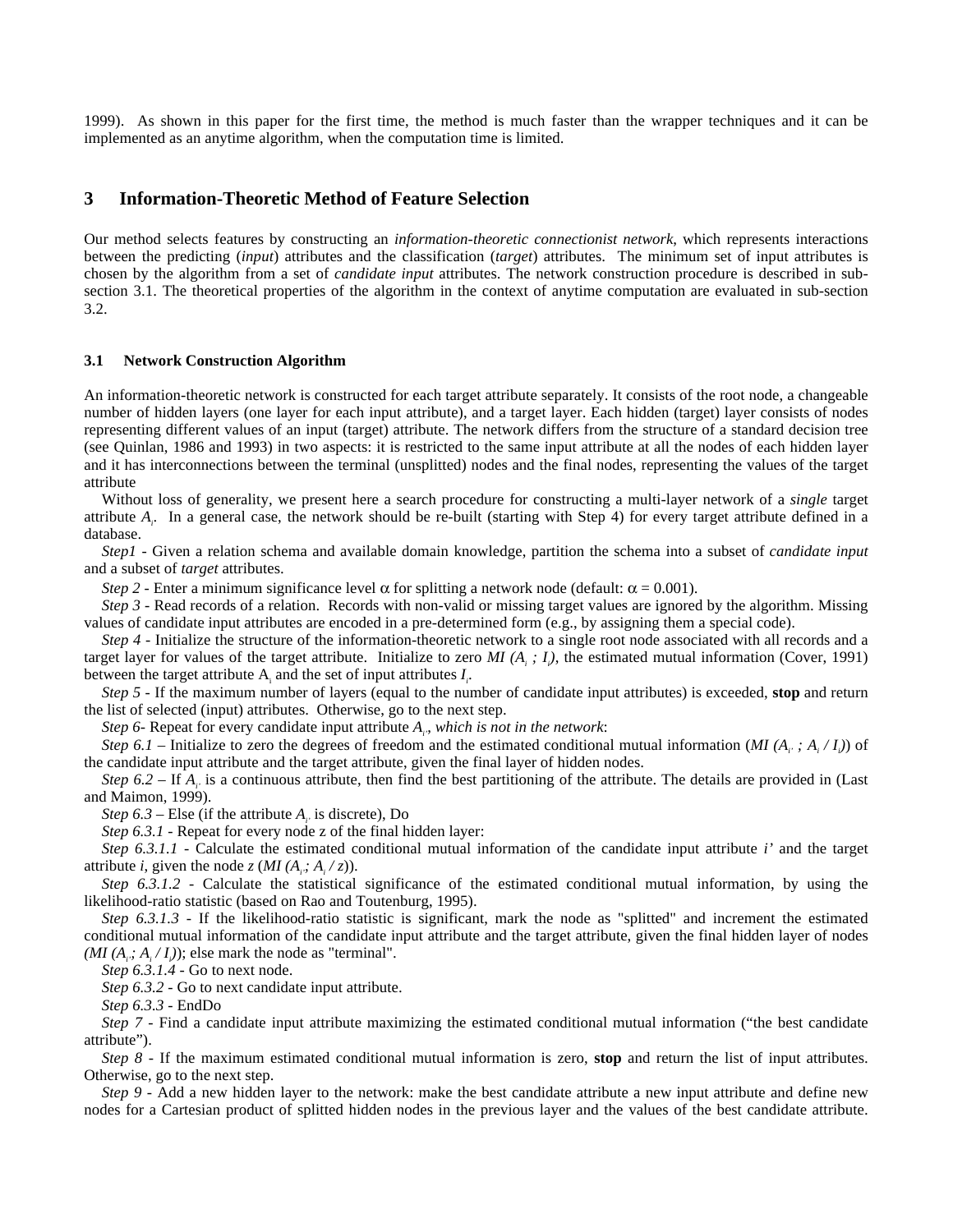1999). As shown in this paper for the first time, the method is much faster than the wrapper techniques and it can be implemented as an anytime algorithm, when the computation time is limited.

## 3 Information-Theoretic Method of Feature Selection

Our method selects features by constructing an *information-theoretic connectionist network*, which represents interactions between the predicting (*input*) attributes and the classification (*target*) attributes. The minimum set of input attributes is chosen by the algorithm from a set of *candidate input* attributes. The network construction procedure is described in sub-section 3.1. The theoretical properties of the algorithm in the context of anytime computation are evaluated in sub-section 3.2.

### 3.1 Network Construction Algorithm

An information-theoretic network is constructed for each target attribute separately. It consists of the root node, a changeable number of hidden layers (one layer for each input attribute), and a target layer. Each hidden (target) layer consists of nodes representing different values of an input (target) attribute. The network differs from the structure of a standard decision tree (see Quinlan, 1986 and 1993) in two aspects: it is restricted to the same input attribute at all the nodes of each hidden layer and it has interconnections between the terminal (unsplitted) nodes and the final nodes, representing the values of the target attribute

Without loss of generality, we present here a search procedure for constructing a multi-layer network of a *single* target attribute $A_i$. In a general case, the network should be re-built (starting with Step 4) for every target attribute defined in a database.

*Step1* - Given a relation schema and available domain knowledge, partition the schema into a subset of *candidate input* and a subset of *target* attributes.

*Step 2* - Enter a minimum significance level $\alpha$ for splitting a network node (default: $\alpha = 0.001$).

*Step 3* - Read records of a relation. Records with non-valid or missing target values are ignored by the algorithm. Missing values of candidate input attributes are encoded in a pre-determined form (e.g., by assigning them a special code).

*Step 4* - Initialize the structure of the information-theoretic network to a single root node associated with all records and a target layer for values of the target attribute. Initialize to zero $MI(A_i ; I_i)$, the estimated mutual information (Cover, 1991) between the target attribute $A_i$ and the set of input attributes $I_i$.

*Step 5* - If the maximum number of layers (equal to the number of candidate input attributes) is exceeded, **stop** and return the list of selected (input) attributes. Otherwise, go to the next step.

*Step 6*- Repeat for every candidate input attribute $A_{i'}$, *which is not in the network*:

*Step 6.1* – Initialize to zero the degrees of freedom and the estimated conditional mutual information ($MI(A_{i'} ; A_i / I_i)$) of the candidate input attribute and the target attribute, given the final layer of hidden nodes.

*Step 6.2* – If $A_{i'}$ is a continuous attribute, then find the best partitioning of the attribute. The details are provided in (Last and Maimon, 1999).

*Step 6.3* – Else (if the attribute $A_{i'}$ is discrete), Do

*Step 6.3.1* - Repeat for every node z of the final hidden layer:

*Step 6.3.1.1* - Calculate the estimated conditional mutual information of the candidate input attribute *i'* and the target attribute *i*, given the node *z* ($MI(A_{i'}; A_i / z)$).

*Step 6.3.1.2* - Calculate the statistical significance of the estimated conditional mutual information, by using the likelihood-ratio statistic (based on Rao and Toutenburg, 1995).

*Step 6.3.1.3* - If the likelihood-ratio statistic is significant, mark the node as "splitted" and increment the estimated conditional mutual information of the candidate input attribute and the target attribute, given the final hidden layer of nodes ($MI(A_{i'}; A_i / I_i)$); else mark the node as "terminal".

*Step 6.3.1.4* - Go to next node.

*Step 6.3.2* - Go to next candidate input attribute.

*Step 6.3.3* - EndDo

*Step 7* - Find a candidate input attribute maximizing the estimated conditional mutual information ("the best candidate attribute").

*Step 8* - If the maximum estimated conditional mutual information is zero, **stop** and return the list of input attributes. Otherwise, go to the next step.

*Step 9* - Add a new hidden layer to the network: make the best candidate attribute a new input attribute and define new nodes for a Cartesian product of splitted hidden nodes in the previous layer and the values of the best candidate attribute.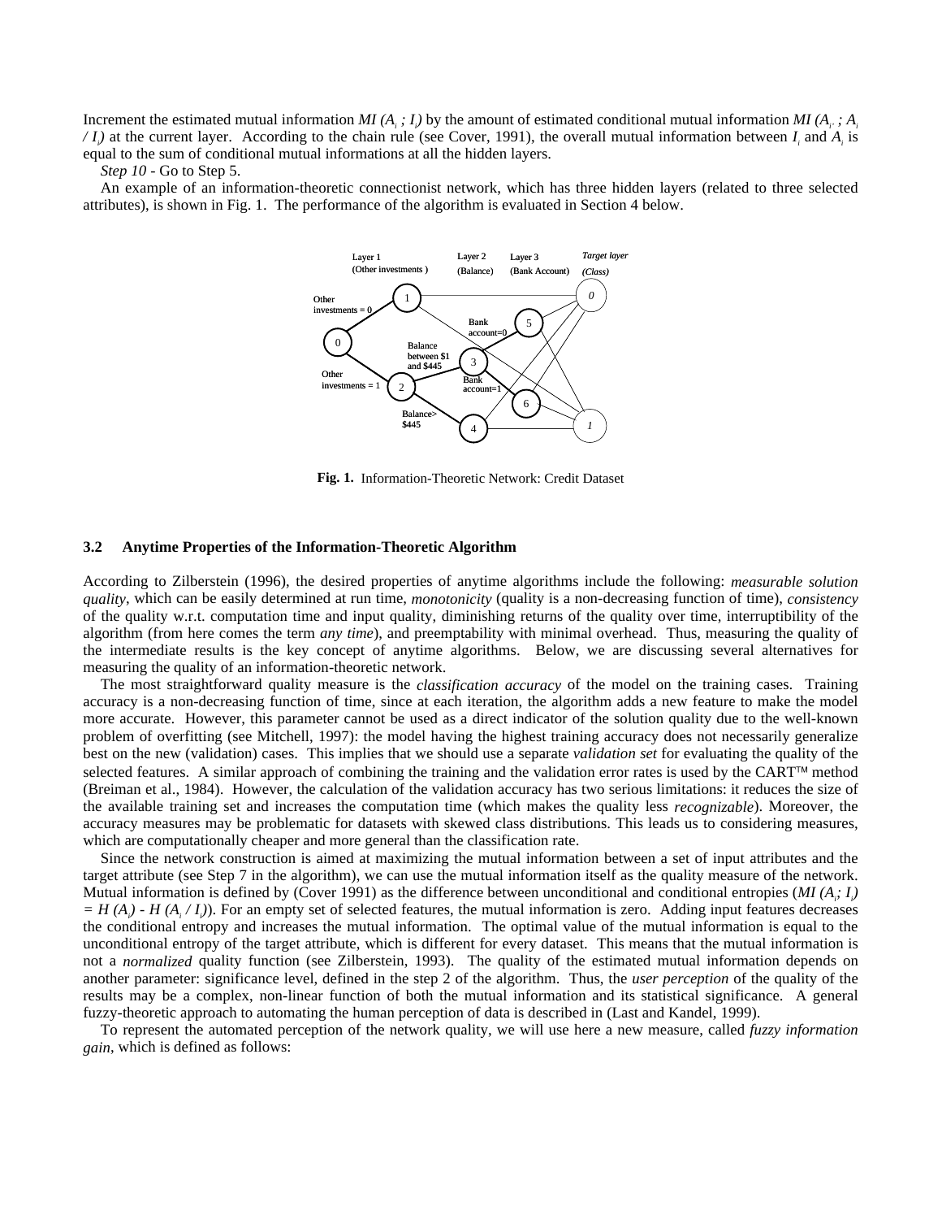Increment the estimated mutual information $MI (A_i ; I_i)$ by the amount of estimated conditional mutual information $MI (A_i ; A_i / I_i)$ at the current layer. According to the chain rule (see Cover, 1991), the overall mutual information between $I_i$ and $A_i$ is equal to the sum of conditional mutual informations at all the hidden layers.

*Step 10* - Go to Step 5.

An example of an information-theoretic connectionist network, which has three hidden layers (related to three selected attributes), is shown in Fig. 1. The performance of the algorithm is evaluated in Section 4 below.

**Fig. 1.** Information-Theoretic Network: Credit Dataset

### 3.2 Anytime Properties of the Information-Theoretic Algorithm

According to Zilberstein (1996), the desired properties of anytime algorithms include the following: *measurable solution quality*, which can be easily determined at run time, *monotonicity* (quality is a non-decreasing function of time), *consistency* of the quality w.r.t. computation time and input quality, diminishing returns of the quality over time, interruptibility of the algorithm (from here comes the term *any time*), and preemptability with minimal overhead. Thus, measuring the quality of the intermediate results is the key concept of anytime algorithms. Below, we are discussing several alternatives for measuring the quality of an information-theoretic network.

The most straightforward quality measure is the *classification accuracy* of the model on the training cases. Training accuracy is a non-decreasing function of time, since at each iteration, the algorithm adds a new feature to make the model more accurate. However, this parameter cannot be used as a direct indicator of the solution quality due to the well-known problem of overfitting (see Mitchell, 1997): the model having the highest training accuracy does not necessarily generalize best on the new (validation) cases. This implies that we should use a separate *validation set* for evaluating the quality of the selected features. A similar approach of combining the training and the validation error rates is used by the CART™ method (Breiman et al., 1984). However, the calculation of the validation accuracy has two serious limitations: it reduces the size of the available training set and increases the computation time (which makes the quality less *recognizable*). Moreover, the accuracy measures may be problematic for datasets with skewed class distributions. This leads us to considering measures, which are computationally cheaper and more general than the classification rate.

Since the network construction is aimed at maximizing the mutual information between a set of input attributes and the target attribute (see Step 7 in the algorithm), we can use the mutual information itself as the quality measure of the network. Mutual information is defined by (Cover 1991) as the difference between unconditional and conditional entropies ($MI (A_i; I_i) = H (A_i) - H (A_i / I_i)$). For an empty set of selected features, the mutual information is zero. Adding input features decreases the conditional entropy and increases the mutual information. The optimal value of the mutual information is equal to the unconditional entropy of the target attribute, which is different for every dataset. This means that the mutual information is not a *normalized* quality function (see Zilberstein, 1993). The quality of the estimated mutual information depends on another parameter: significance level, defined in the step 2 of the algorithm. Thus, the *user perception* of the quality of the results may be a complex, non-linear function of both the mutual information and its statistical significance. A general fuzzy-theoretic approach to automating the human perception of data is described in (Last and Kandel, 1999).

To represent the automated perception of the network quality, we will use here a new measure, called *fuzzy information gain*, which is defined as follows: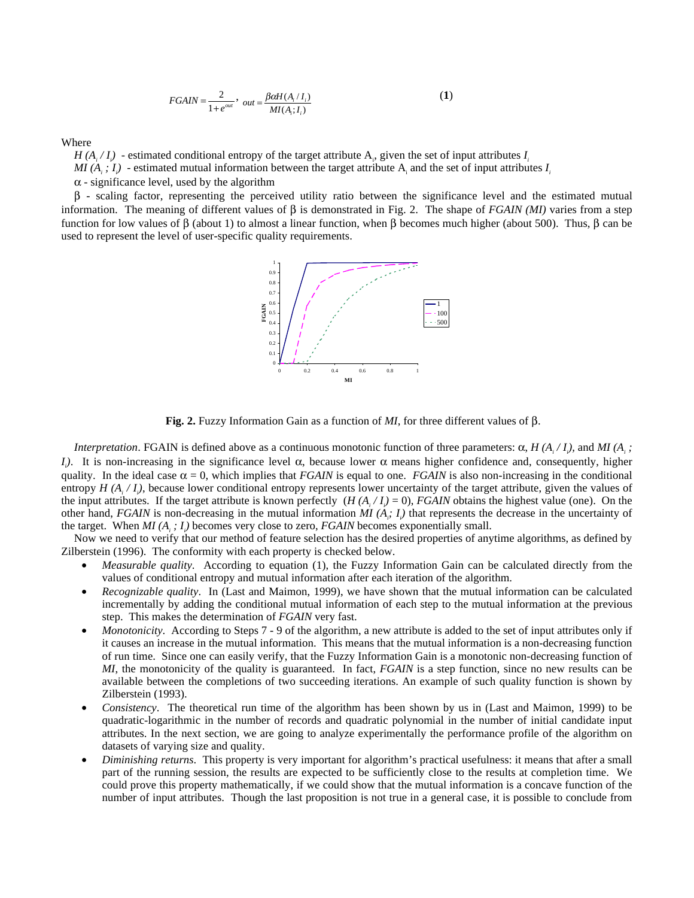$$FGAIN = \frac{2}{1+e^{out}}, \quad out = \frac{\beta\alpha H(A_i / I_i)}{MI(A_i; I_i)} \qquad (1)$$

Where

$H(A_i / I_i)$ - estimated conditional entropy of the target attribute $A_i$, given the set of input attributes $I_i$

$MI(A_i ; I_i)$ - estimated mutual information between the target attribute $A_i$ and the set of input attributes $I_i$

$\alpha$ - significance level, used by the algorithm

$\beta$ - scaling factor, representing the perceived utility ratio between the significance level and the estimated mutual information. The meaning of different values of $\beta$ is demonstrated in Fig. 2. The shape of *FGAIN (MI)* varies from a step function for low values of $\beta$ (about 1) to almost a linear function, when $\beta$ becomes much higher (about 500). Thus, $\beta$ can be used to represent the level of user-specific quality requirements.

**Fig. 2.** Fuzzy Information Gain as a function of *MI*, for three different values of $\beta$.

*Interpretation*. FGAIN is defined above as a continuous monotonic function of three parameters: $\alpha$, $H(A_i / I_i)$, and $MI(A_i ; I_i)$. It is non-increasing in the significance level $\alpha$, because lower $\alpha$ means higher confidence and, consequently, higher quality. In the ideal case $\alpha = 0$, which implies that *FGAIN* is equal to one. *FGAIN* is also non-increasing in the conditional entropy $H(A_i / I_i)$, because lower conditional entropy represents lower uncertainty of the target attribute, given the values of the input attributes. If the target attribute is known perfectly ($H(A_i / I_i) = 0$), *FGAIN* obtains the highest value (one). On the other hand, *FGAIN* is non-decreasing in the mutual information $MI(A_i; I_i)$ that represents the decrease in the uncertainty of the target. When $MI(A_i ; I_i)$ becomes very close to zero, *FGAIN* becomes exponentially small.

Now we need to verify that our method of feature selection has the desired properties of anytime algorithms, as defined by Zilberstein (1996). The conformity with each property is checked below.

- *Measurable quality*. According to equation (1), the Fuzzy Information Gain can be calculated directly from the values of conditional entropy and mutual information after each iteration of the algorithm.
- *Recognizable quality*. In (Last and Maimon, 1999), we have shown that the mutual information can be calculated incrementally by adding the conditional mutual information of each step to the mutual information at the previous step. This makes the determination of *FGAIN* very fast.
- *Monotonicity*. According to Steps 7 - 9 of the algorithm, a new attribute is added to the set of input attributes only if it causes an increase in the mutual information. This means that the mutual information is a non-decreasing function of run time. Since one can easily verify, that the Fuzzy Information Gain is a monotonic non-decreasing function of *MI*, the monotonicity of the quality is guaranteed. In fact, *FGAIN* is a step function, since no new results can be available between the completions of two succeeding iterations. An example of such quality function is shown by Zilberstein (1993).
- *Consistency*. The theoretical run time of the algorithm has been shown by us in (Last and Maimon, 1999) to be quadratic-logarithmic in the number of records and quadratic polynomial in the number of initial candidate input attributes. In the next section, we are going to analyze experimentally the performance profile of the algorithm on datasets of varying size and quality.
- *Diminishing returns*. This property is very important for algorithm's practical usefulness: it means that after a small part of the running session, the results are expected to be sufficiently close to the results at completion time. We could prove this property mathematically, if we could show that the mutual information is a concave function of the number of input attributes. Though the last proposition is not true in a general case, it is possible to conclude from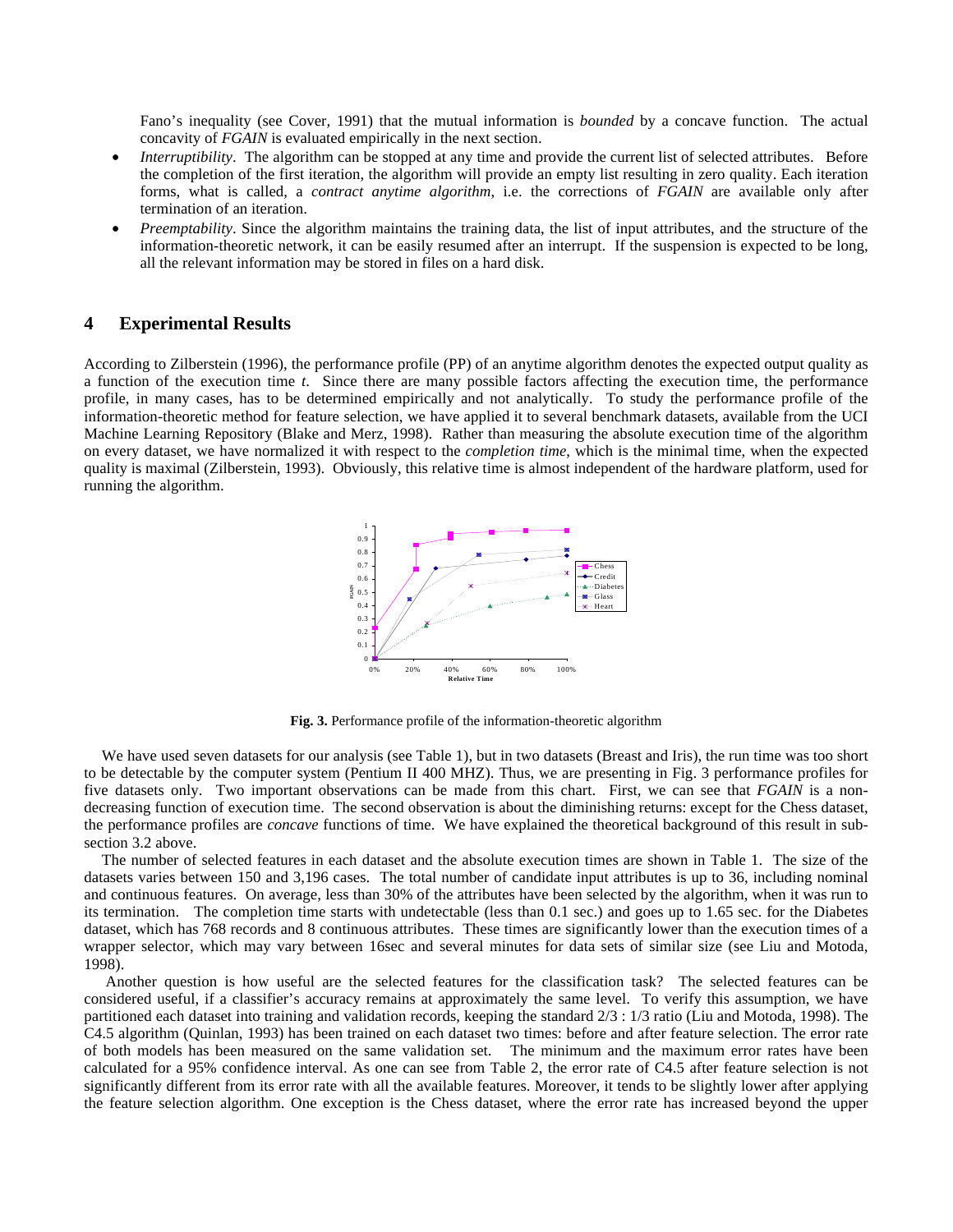Fano's inequality (see Cover, 1991) that the mutual information is *bounded* by a concave function. The actual concavity of *FGAIN* is evaluated empirically in the next section.

- *Interruptibility*. The algorithm can be stopped at any time and provide the current list of selected attributes. Before the completion of the first iteration, the algorithm will provide an empty list resulting in zero quality. Each iteration forms, what is called, a *contract anytime algorithm*, i.e. the corrections of *FGAIN* are available only after termination of an iteration.
- *Preemptability*. Since the algorithm maintains the training data, the list of input attributes, and the structure of the information-theoretic network, it can be easily resumed after an interrupt. If the suspension is expected to be long, all the relevant information may be stored in files on a hard disk.

## 4 Experimental Results

According to Zilberstein (1996), the performance profile (PP) of an anytime algorithm denotes the expected output quality as a function of the execution time *t*. Since there are many possible factors affecting the execution time, the performance profile, in many cases, has to be determined empirically and not analytically. To study the performance profile of the information-theoretic method for feature selection, we have applied it to several benchmark datasets, available from the UCI Machine Learning Repository (Blake and Merz, 1998). Rather than measuring the absolute execution time of the algorithm on every dataset, we have normalized it with respect to the *completion time*, which is the minimal time, when the expected quality is maximal (Zilberstein, 1993). Obviously, this relative time is almost independent of the hardware platform, used for running the algorithm.

**Fig. 3.** Performance profile of the information-theoretic algorithm

We have used seven datasets for our analysis (see Table 1), but in two datasets (Breast and Iris), the run time was too short to be detectable by the computer system (Pentium II 400 MHZ). Thus, we are presenting in Fig. 3 performance profiles for five datasets only. Two important observations can be made from this chart. First, we can see that *FGAIN* is a non-decreasing function of execution time. The second observation is about the diminishing returns: except for the Chess dataset, the performance profiles are *concave* functions of time. We have explained the theoretical background of this result in sub-section 3.2 above.

The number of selected features in each dataset and the absolute execution times are shown in Table 1. The size of the datasets varies between 150 and 3,196 cases. The total number of candidate input attributes is up to 36, including nominal and continuous features. On average, less than 30% of the attributes have been selected by the algorithm, when it was run to its termination. The completion time starts with undetectable (less than 0.1 sec.) and goes up to 1.65 sec. for the Diabetes dataset, which has 768 records and 8 continuous attributes. These times are significantly lower than the execution times of a wrapper selector, which may vary between 16sec and several minutes for data sets of similar size (see Liu and Motoda, 1998).

Another question is how useful are the selected features for the classification task? The selected features can be considered useful, if a classifier's accuracy remains at approximately the same level. To verify this assumption, we have partitioned each dataset into training and validation records, keeping the standard 2/3 : 1/3 ratio (Liu and Motoda, 1998). The C4.5 algorithm (Quinlan, 1993) has been trained on each dataset two times: before and after feature selection. The error rate of both models has been measured on the same validation set. The minimum and the maximum error rates have been calculated for a 95% confidence interval. As one can see from Table 2, the error rate of C4.5 after feature selection is not significantly different from its error rate with all the available features. Moreover, it tends to be slightly lower after applying the feature selection algorithm. One exception is the Chess dataset, where the error rate has increased beyond the upper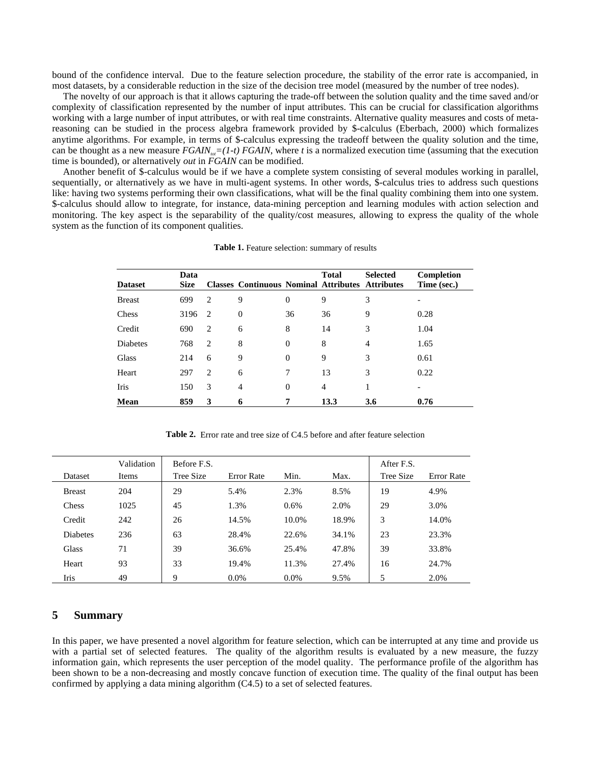bound of the confidence interval. Due to the feature selection procedure, the stability of the error rate is accompanied, in most datasets, by a considerable reduction in the size of the decision tree model (measured by the number of tree nodes).

The novelty of our approach is that it allows capturing the trade-off between the solution quality and the time saved and/or complexity of classification represented by the number of input attributes. This can be crucial for classification algorithms working with a large number of input attributes, or with real time constraints. Alternative quality measures and costs of meta-reasoning can be studied in the process algebra framework provided by $-calculus (Eberbach, 2000) which formalizes anytime algorithms. For example, in terms of $-calculus expressing the tradeoff between the quality solution and the time, can be thought as a new measure $FGAIN_{tot}=(1-t)\ FGAIN$, where $t$ is a normalized execution time (assuming that the execution time is bounded), or alternatively *out* in *FGAIN* can be modified.

Another benefit of $-calculus would be if we have a complete system consisting of several modules working in parallel, sequentially, or alternatively as we have in multi-agent systems. In other words, $-calculus tries to address such questions like: having two systems performing their own classifications, what will be the final quality combining them into one system. $-calculus should allow to integrate, for instance, data-mining perception and learning modules with action selection and monitoring. The key aspect is the separability of the quality/cost measures, allowing to express the quality of the whole system as the function of its component qualities.

**Table 1.** Feature selection: summary of results

| Dataset | Data Size | Classes | Continuous | Nominal | Total Attributes | Selected Attributes | Completion Time (sec.) |
|---|---|---|---|---|---|---|---|
| Breast | 699 | 2 | 9 | 0 | 9 | 3 | - |
| Chess | 3196 | 2 | 0 | 36 | 36 | 9 | 0.28 |
| Credit | 690 | 2 | 6 | 8 | 14 | 3 | 1.04 |
| Diabetes | 768 | 2 | 8 | 0 | 8 | 4 | 1.65 |
| Glass | 214 | 6 | 9 | 0 | 9 | 3 | 0.61 |
| Heart | 297 | 2 | 6 | 7 | 13 | 3 | 0.22 |
| Iris | 150 | 3 | 4 | 0 | 4 | 1 | - |
| **Mean** | **859** | **3** | **6** | **7** | **13.3** | **3.6** | **0.76** |

**Table 2.** Error rate and tree size of C4.5 before and after feature selection

| | Validation | Before F.S. | | | | After F.S. | |
|---|---|---|---|---|---|---|---|
| Dataset | Items | Tree Size | Error Rate | Min. | Max. | Tree Size | Error Rate |
| Breast | 204 | 29 | 5.4% | 2.3% | 8.5% | 19 | 4.9% |
| Chess | 1025 | 45 | 1.3% | 0.6% | 2.0% | 29 | 3.0% |
| Credit | 242 | 26 | 14.5% | 10.0% | 18.9% | 3 | 14.0% |
| Diabetes | 236 | 63 | 28.4% | 22.6% | 34.1% | 23 | 23.3% |
| Glass | 71 | 39 | 36.6% | 25.4% | 47.8% | 39 | 33.8% |
| Heart | 93 | 33 | 19.4% | 11.3% | 27.4% | 16 | 24.7% |
| Iris | 49 | 9 | 0.0% | 0.0% | 9.5% | 5 | 2.0% |

## 5 Summary

In this paper, we have presented a novel algorithm for feature selection, which can be interrupted at any time and provide us with a partial set of selected features. The quality of the algorithm results is evaluated by a new measure, the fuzzy information gain, which represents the user perception of the model quality. The performance profile of the algorithm has been shown to be a non-decreasing and mostly concave function of execution time. The quality of the final output has been confirmed by applying a data mining algorithm (C4.5) to a set of selected features.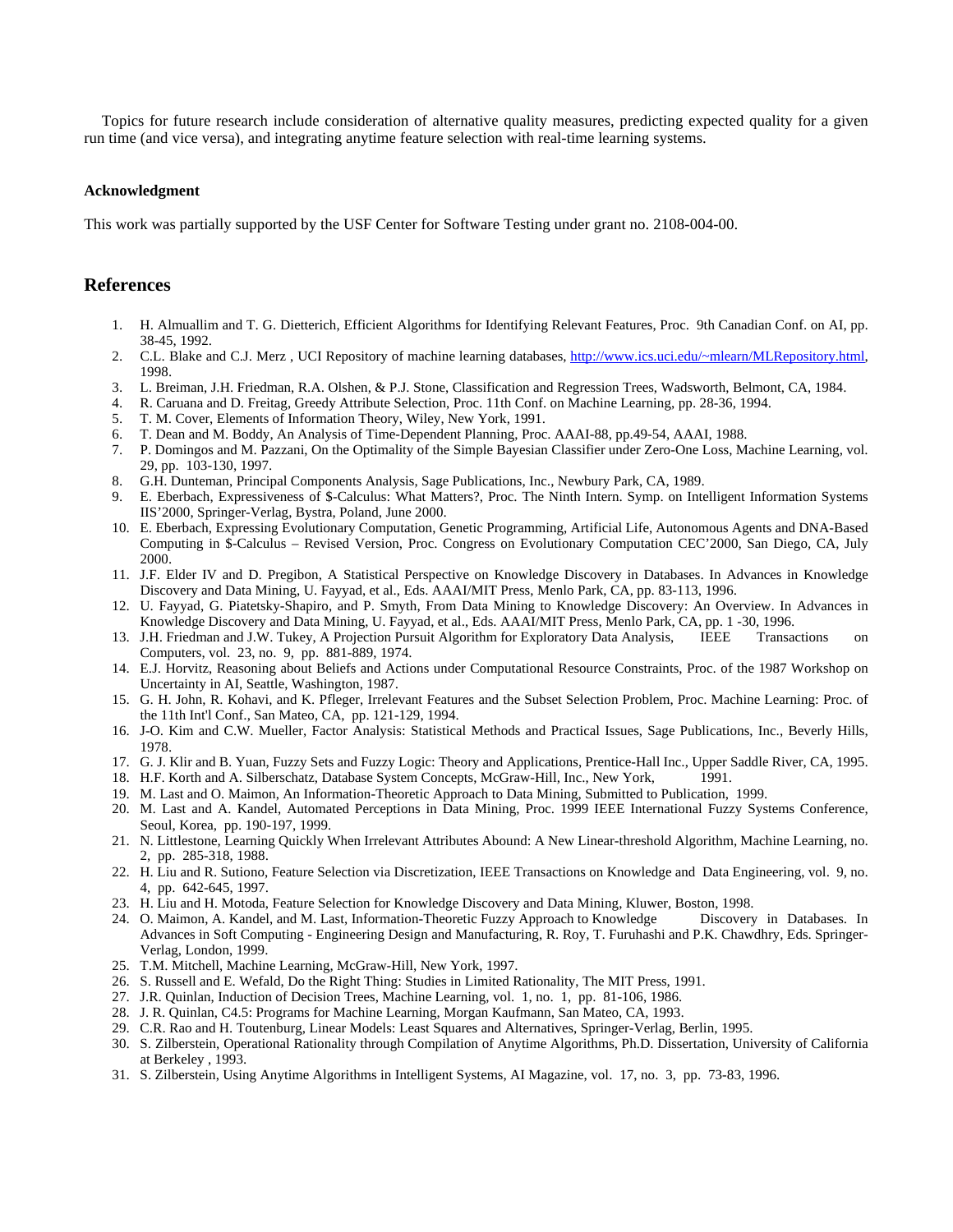Topics for future research include consideration of alternative quality measures, predicting expected quality for a given run time (and vice versa), and integrating anytime feature selection with real-time learning systems.

### Acknowledgment

This work was partially supported by the USF Center for Software Testing under grant no. 2108-004-00.

## References

1. H. Almuallim and T. G. Dietterich, Efficient Algorithms for Identifying Relevant Features, Proc. 9th Canadian Conf. on AI, pp. 38-45, 1992.
2. C.L. Blake and C.J. Merz , UCI Repository of machine learning databases, http://www.ics.uci.edu/~mlearn/MLRepository.html, 1998.
3. L. Breiman, J.H. Friedman, R.A. Olshen, & P.J. Stone, Classification and Regression Trees, Wadsworth, Belmont, CA, 1984.
4. R. Caruana and D. Freitag, Greedy Attribute Selection, Proc. 11th Conf. on Machine Learning, pp. 28-36, 1994.
5. T. M. Cover, Elements of Information Theory, Wiley, New York, 1991.
6. T. Dean and M. Boddy, An Analysis of Time-Dependent Planning, Proc. AAAI-88, pp.49-54, AAAI, 1988.
7. P. Domingos and M. Pazzani, On the Optimality of the Simple Bayesian Classifier under Zero-One Loss, Machine Learning, vol. 29, pp. 103-130, 1997.
8. G.H. Dunteman, Principal Components Analysis, Sage Publications, Inc., Newbury Park, CA, 1989.
9. E. Eberbach, Expressiveness of $-Calculus: What Matters?, Proc. The Ninth Intern. Symp. on Intelligent Information Systems IIS'2000, Springer-Verlag, Bystra, Poland, June 2000.
10. E. Eberbach, Expressing Evolutionary Computation, Genetic Programming, Artificial Life, Autonomous Agents and DNA-Based Computing in $-Calculus – Revised Version, Proc. Congress on Evolutionary Computation CEC'2000, San Diego, CA, July 2000.
11. J.F. Elder IV and D. Pregibon, A Statistical Perspective on Knowledge Discovery in Databases. In Advances in Knowledge Discovery and Data Mining, U. Fayyad, et al., Eds. AAAI/MIT Press, Menlo Park, CA, pp. 83-113, 1996.
12. U. Fayyad, G. Piatetsky-Shapiro, and P. Smyth, From Data Mining to Knowledge Discovery: An Overview. In Advances in Knowledge Discovery and Data Mining, U. Fayyad, et al., Eds. AAAI/MIT Press, Menlo Park, CA, pp. 1 -30, 1996.
13. J.H. Friedman and J.W. Tukey, A Projection Pursuit Algorithm for Exploratory Data Analysis, IEEE Transactions on Computers, vol. 23, no. 9, pp. 881-889, 1974.
14. E.J. Horvitz, Reasoning about Beliefs and Actions under Computational Resource Constraints, Proc. of the 1987 Workshop on Uncertainty in AI, Seattle, Washington, 1987.
15. G. H. John, R. Kohavi, and K. Pfleger, Irrelevant Features and the Subset Selection Problem, Proc. Machine Learning: Proc. of the 11th Int'l Conf., San Mateo, CA, pp. 121-129, 1994.
16. J-O. Kim and C.W. Mueller, Factor Analysis: Statistical Methods and Practical Issues, Sage Publications, Inc., Beverly Hills, 1978.
17. G. J. Klir and B. Yuan, Fuzzy Sets and Fuzzy Logic: Theory and Applications, Prentice-Hall Inc., Upper Saddle River, CA, 1995.
18. H.F. Korth and A. Silberschatz, Database System Concepts, McGraw-Hill, Inc., New York, 1991.
19. M. Last and O. Maimon, An Information-Theoretic Approach to Data Mining, Submitted to Publication, 1999.
20. M. Last and A. Kandel, Automated Perceptions in Data Mining, Proc. 1999 IEEE International Fuzzy Systems Conference, Seoul, Korea, pp. 190-197, 1999.
21. N. Littlestone, Learning Quickly When Irrelevant Attributes Abound: A New Linear-threshold Algorithm, Machine Learning, no. 2, pp. 285-318, 1988.
22. H. Liu and R. Sutiono, Feature Selection via Discretization, IEEE Transactions on Knowledge and Data Engineering, vol. 9, no. 4, pp. 642-645, 1997.
23. H. Liu and H. Motoda, Feature Selection for Knowledge Discovery and Data Mining, Kluwer, Boston, 1998.
24. O. Maimon, A. Kandel, and M. Last, Information-Theoretic Fuzzy Approach to Knowledge Discovery in Databases. In Advances in Soft Computing - Engineering Design and Manufacturing, R. Roy, T. Furuhashi and P.K. Chawdhry, Eds. Springer-Verlag, London, 1999.
25. T.M. Mitchell, Machine Learning, McGraw-Hill, New York, 1997.
26. S. Russell and E. Wefald, Do the Right Thing: Studies in Limited Rationality, The MIT Press, 1991.
27. J.R. Quinlan, Induction of Decision Trees, Machine Learning, vol. 1, no. 1, pp. 81-106, 1986.
28. J. R. Quinlan, C4.5: Programs for Machine Learning, Morgan Kaufmann, San Mateo, CA, 1993.
29. C.R. Rao and H. Toutenburg, Linear Models: Least Squares and Alternatives, Springer-Verlag, Berlin, 1995.
30. S. Zilberstein, Operational Rationality through Compilation of Anytime Algorithms, Ph.D. Dissertation, University of California at Berkeley , 1993.
31. S. Zilberstein, Using Anytime Algorithms in Intelligent Systems, AI Magazine, vol. 17, no. 3, pp. 73-83, 1996.